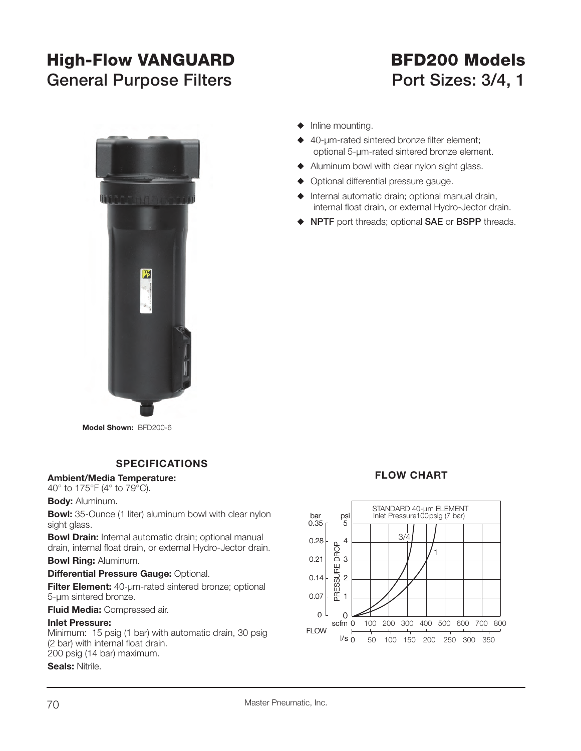# High-Flow VANGUARD General Purpose Filters

# BFD200 Models Port Sizes: 3/4, 1

Model Shown: BFD200-6

- Inline mounting.
- 40-µm-rated sintered bronze filter element; optional 5-µm-rated sintered bronze element.
- Aluminum bowl with clear nylon sight glass.
- Optional differential pressure gauge.
- Internal automatic drain; optional manual drain, internal float drain, or external Hydro-Jector drain.
- **NPTF** port threads; optional **SAE** or **BSPP** threads.

## SPECIFICATIONS

**Ambient/Media Temperature:**
40° to 175°F (4° to 79°C).

**Body:** Aluminum.

**Bowl:** 35-Ounce (1 liter) aluminum bowl with clear nylon sight glass.

**Bowl Drain:** Internal automatic drain; optional manual drain, internal float drain, or external Hydro-Jector drain.

**Bowl Ring:** Aluminum.

**Differential Pressure Gauge:** Optional.

**Filter Element:** 40-µm-rated sintered bronze; optional 5-µm sintered bronze.

**Fluid Media:** Compressed air.

**Inlet Pressure:**
Minimum: 15 psig (1 bar) with automatic drain, 30 psig (2 bar) with internal float drain.
200 psig (14 bar) maximum.

**Seals:** Nitrile.

## FLOW CHART

STANDARD 40-µm ELEMENT
Inlet Pressure 100 psig (7 bar)

PRESSURE DROP: bar 0, 0.07, 0.14, 0.21, 0.28, 0.35; psi 0, 1, 2, 3, 4, 5

FLOW: scfm 0, 100, 200, 300, 400, 500, 600, 700, 800; l/s 0, 50, 100, 150, 200, 250, 300, 350

Curves: 3/4, 1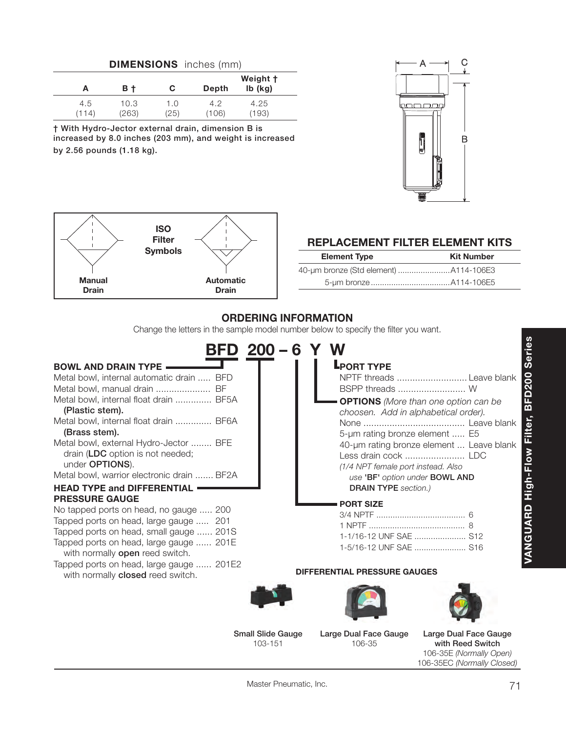## DIMENSIONS inches (mm)

| A | B † | C | Depth | Weight † lb (kg) |
|---|---|---|---|---|
| 4.5 (114) | 10.3 (263) | 1.0 (25) | 4.2 (106) | 4.25 (193) |

† With Hydro-Jector external drain, dimension B is increased by 8.0 inches (203 mm), and weight is increased by 2.56 pounds (1.18 kg).

A C B

**ISO Filter Symbols**

**Manual Drain** **Automatic Drain**

## REPLACEMENT FILTER ELEMENT KITS

| Element Type | Kit Number |
|---|---|
| 40-µm bronze (Std element) | A114-106E3 |
| 5-µm bronze | A114-106E5 |

## ORDERING INFORMATION

Change the letters in the sample model number below to specify the filter you want.

# BFD 200 – 6 Y W

**BOWL AND DRAIN TYPE**

Metal bowl, internal automatic drain ..... BFD
Metal bowl, manual drain ..................... BF
Metal bowl, internal float drain .............. BF5A
**(Plastic stem).**
Metal bowl, internal float drain .............. BF6A
**(Brass stem).**
Metal bowl, external Hydro-Jector ........ BFE
drain (**LDC** option is not needed; under **OPTIONS**).
Metal bowl, warrior electronic drain ....... BF2A

**HEAD TYPE and DIFFERENTIAL PRESSURE GAUGE**

No tapped ports on head, no gauge ..... 200
Tapped ports on head, large gauge ..... 201
Tapped ports on head, small gauge ...... 201S
Tapped ports on head, large gauge ...... 201E
with normally **open** reed switch.
Tapped ports on head, large gauge ...... 201E2
with normally **closed** reed switch.

**PORT TYPE**

NPTF threads ........................... Leave blank
BSPP threads .......................... W

**OPTIONS** *(More than one option can be choosen. Add in alphabetical order).*

None ....................................... Leave blank
5-µm rating bronze element ..... E5
40-µm rating bronze element ... Leave blank
Less drain cock ....................... LDC
*(1/4 NPT female port instead. Also use* **'BF'** *option under* **BOWL AND DRAIN TYPE** *section.)*

**PORT SIZE**

3/4 NPTF ...................................... 6
1 NPTF ......................................... 8
1-1/16-12 UNF SAE ...................... S12
1-5/16-12 UNF SAE ...................... S16

**DIFFERENTIAL PRESSURE GAUGES**

**Small Slide Gauge**
103-151

**Large Dual Face Gauge**
106-35

**Large Dual Face Gauge with Reed Switch**
106-35E *(Normally Open)*
106-35EC *(Normally Closed)*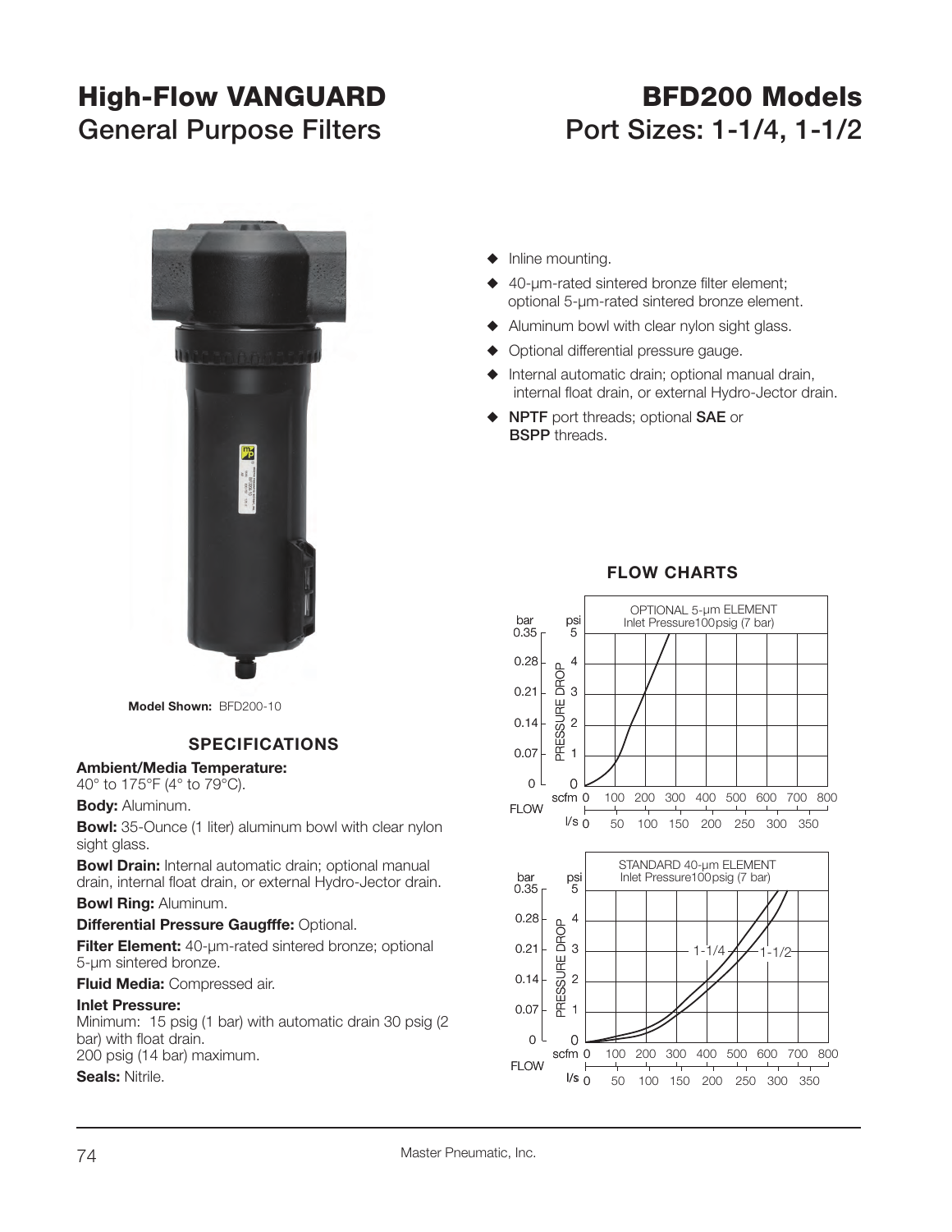# High-Flow VANGUARD General Purpose Filters

# BFD200 Models Port Sizes: 1-1/4, 1-1/2

Model Shown: BFD200-10

- Inline mounting.
- 40-µm-rated sintered bronze filter element; optional 5-µm-rated sintered bronze element.
- Aluminum bowl with clear nylon sight glass.
- Optional differential pressure gauge.
- Internal automatic drain; optional manual drain, internal float drain, or external Hydro-Jector drain.
- **NPTF** port threads; optional **SAE** or **BSPP** threads.

## SPECIFICATIONS

**Ambient/Media Temperature:**
40° to 175°F (4° to 79°C).

**Body:** Aluminum.

**Bowl:** 35-Ounce (1 liter) aluminum bowl with clear nylon sight glass.

**Bowl Drain:** Internal automatic drain; optional manual drain, internal float drain, or external Hydro-Jector drain.

**Bowl Ring:** Aluminum.

**Differential Pressure Gaugfffe:** Optional.

**Filter Element:** 40-µm-rated sintered bronze; optional 5-µm sintered bronze.

**Fluid Media:** Compressed air.

**Inlet Pressure:**
Minimum: 15 psig (1 bar) with automatic drain 30 psig (2 bar) with float drain.
200 psig (14 bar) maximum.

**Seals:** Nitrile.

## FLOW CHARTS

OPTIONAL 5-µm ELEMENT
Inlet Pressure100psig (7 bar)

STANDARD 40-µm ELEMENT
Inlet Pressure100psig (7 bar)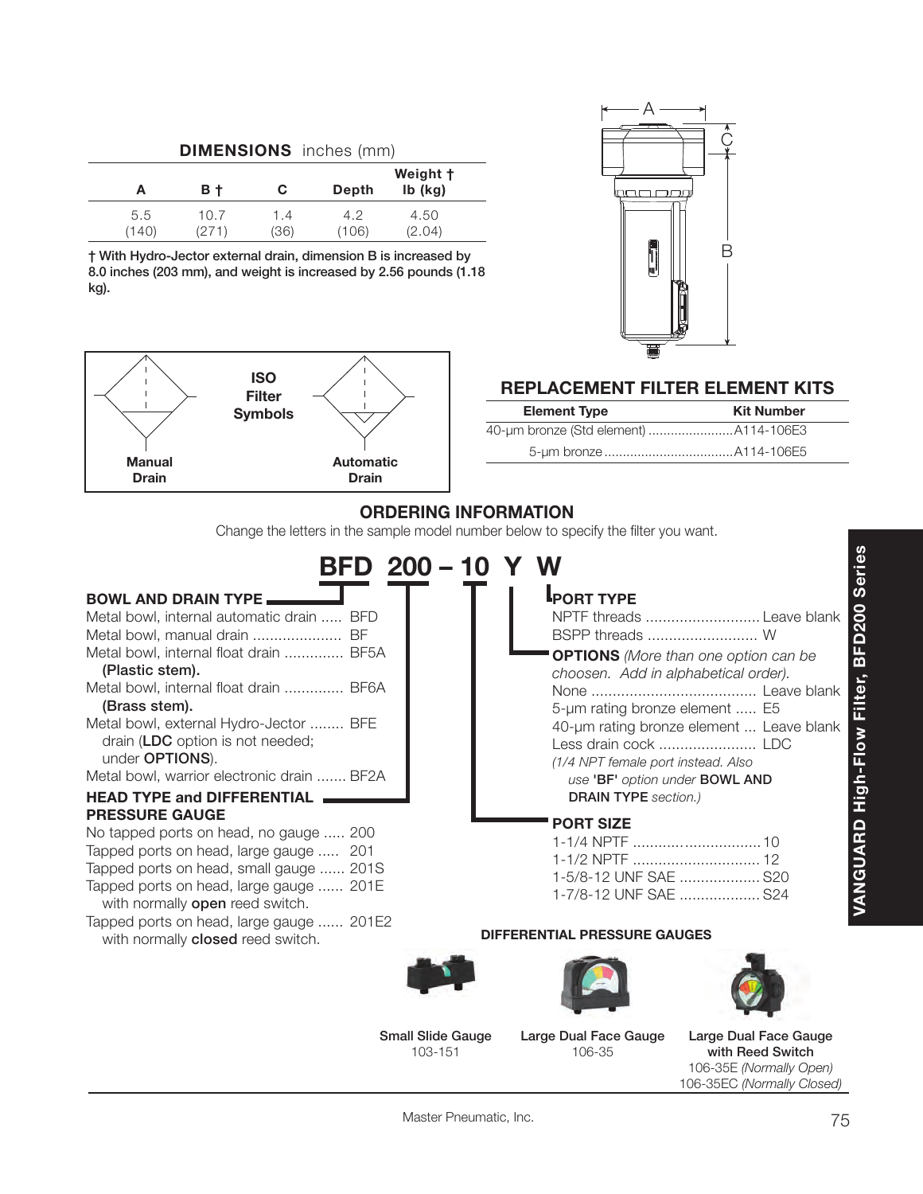## DIMENSIONS inches (mm)

| A | B † | C | Depth | Weight † lb (kg) |
|---|---|---|---|---|
| 5.5 (140) | 10.7 (271) | 1.4 (36) | 4.2 (106) | 4.50 (2.04) |

**† With Hydro-Jector external drain, dimension B is increased by 8.0 inches (203 mm), and weight is increased by 2.56 pounds (1.18 kg).**

A

C

B

**ISO Filter Symbols**

**Manual Drain**

**Automatic Drain**

## REPLACEMENT FILTER ELEMENT KITS

| Element Type | Kit Number |
|---|---|
| 40-µm bronze (Std element) | A114-106E3 |
| 5-µm bronze | A114-106E5 |

## ORDERING INFORMATION

Change the letters in the sample model number below to specify the filter you want.

# BFD 200 – 10 Y W

### BOWL AND DRAIN TYPE

- Metal bowl, internal automatic drain ..... BFD
- Metal bowl, manual drain ..................... BF
- Metal bowl, internal float drain .............. BF5A **(Plastic stem).**
- Metal bowl, internal float drain .............. BF6A **(Brass stem).**
- Metal bowl, external Hydro-Jector ........ BFE drain (**LDC** option is not needed; under **OPTIONS**).
- Metal bowl, warrior electronic drain ....... BF2A

### HEAD TYPE and DIFFERENTIAL PRESSURE GAUGE

- No tapped ports on head, no gauge ..... 200
- Tapped ports on head, large gauge ..... 201
- Tapped ports on head, small gauge ...... 201S
- Tapped ports on head, large gauge ...... 201E with normally **open** reed switch.
- Tapped ports on head, large gauge ...... 201E2 with normally **closed** reed switch.

### PORT TYPE

- NPTF threads ........................... Leave blank
- BSPP threads .......................... W

### OPTIONS *(More than one option can be choosen. Add in alphabetical order).*

- None ....................................... Leave blank
- 5-µm rating bronze element ..... E5
- 40-µm rating bronze element ... Leave blank
- Less drain cock ....................... LDC

*(1/4 NPT female port instead. Also use* **'BF'** *option under* **BOWL AND DRAIN TYPE** *section.)*

### PORT SIZE

- 1-1/4 NPTF .............................. 10
- 1-1/2 NPTF .............................. 12
- 1-5/8-12 UNF SAE ................... S20
- 1-7/8-12 UNF SAE ................... S24

### DIFFERENTIAL PRESSURE GAUGES

**Small Slide Gauge**
103-151

**Large Dual Face Gauge**
106-35

**Large Dual Face Gauge with Reed Switch**
106-35E *(Normally Open)*
106-35EC *(Normally Closed)*